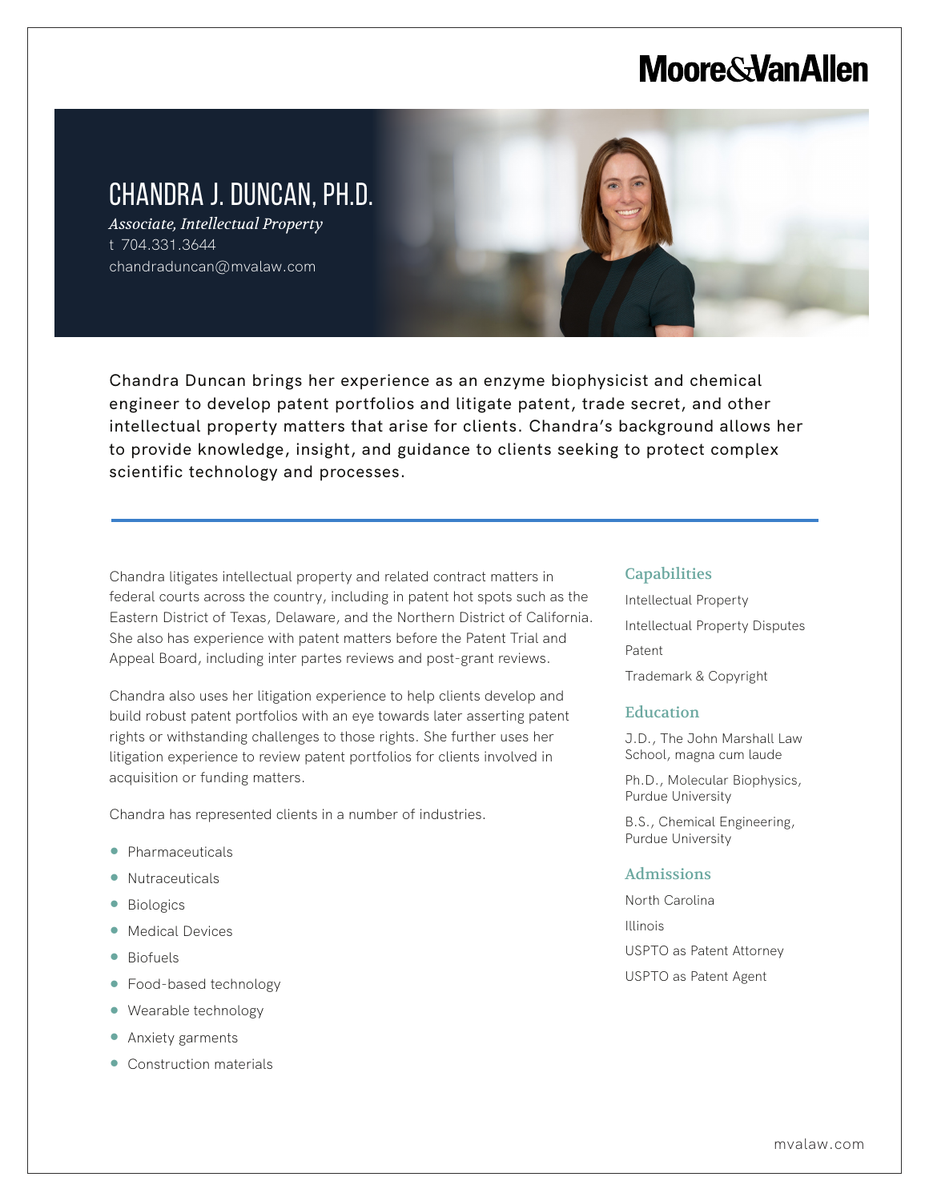Moore&VanAllen

# CHANDRA J. DUNCAN, PH.D.

*Associate, Intellectual Property*

t 704.331.3644

chandraduncan@mvalaw.com

Chandra Duncan brings her experience as an enzyme biophysicist and chemical engineer to develop patent portfolios and litigate patent, trade secret, and other intellectual property matters that arise for clients. Chandra's background allows her to provide knowledge, insight, and guidance to clients seeking to protect complex scientific technology and processes.

Chandra litigates intellectual property and related contract matters in federal courts across the country, including in patent hot spots such as the Eastern District of Texas, Delaware, and the Northern District of California. She also has experience with patent matters before the Patent Trial and Appeal Board, including inter partes reviews and post-grant reviews.

Chandra also uses her litigation experience to help clients develop and build robust patent portfolios with an eye towards later asserting patent rights or withstanding challenges to those rights. She further uses her litigation experience to review patent portfolios for clients involved in acquisition or funding matters.

Chandra has represented clients in a number of industries.

- Pharmaceuticals
- Nutraceuticals
- Biologics
- Medical Devices
- Biofuels
- Food-based technology
- Wearable technology
- Anxiety garments
- Construction materials

## Capabilities

Intellectual Property

Intellectual Property Disputes

Patent

Trademark & Copyright

## Education

J.D., The John Marshall Law School, magna cum laude

Ph.D., Molecular Biophysics, Purdue University

B.S., Chemical Engineering, Purdue University

## Admissions

North Carolina

Illinois

USPTO as Patent Attorney

USPTO as Patent Agent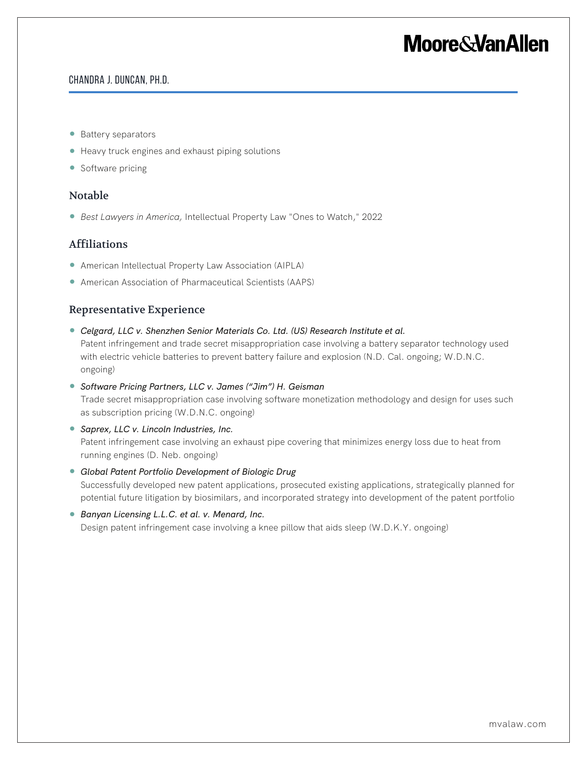- Battery separators
- Heavy truck engines and exhaust piping solutions
- Software pricing

## Notable

- *Best Lawyers in America,* Intellectual Property Law "Ones to Watch," 2022

## Affiliations

- American Intellectual Property Law Association (AIPLA)
- American Association of Pharmaceutical Scientists (AAPS)

## Representative Experience

- *Celgard, LLC v. Shenzhen Senior Materials Co. Ltd. (US) Research Institute et al.*
  Patent infringement and trade secret misappropriation case involving a battery separator technology used with electric vehicle batteries to prevent battery failure and explosion (N.D. Cal. ongoing; W.D.N.C. ongoing)
- *Software Pricing Partners, LLC v. James ("Jim") H. Geisman*
  Trade secret misappropriation case involving software monetization methodology and design for uses such as subscription pricing (W.D.N.C. ongoing)
- *Saprex, LLC v. Lincoln Industries, Inc.*
  Patent infringement case involving an exhaust pipe covering that minimizes energy loss due to heat from running engines (D. Neb. ongoing)
- *Global Patent Portfolio Development of Biologic Drug*
  Successfully developed new patent applications, prosecuted existing applications, strategically planned for potential future litigation by biosimilars, and incorporated strategy into development of the patent portfolio
- *Banyan Licensing L.L.C. et al. v. Menard, Inc.*
  Design patent infringement case involving a knee pillow that aids sleep (W.D.K.Y. ongoing)